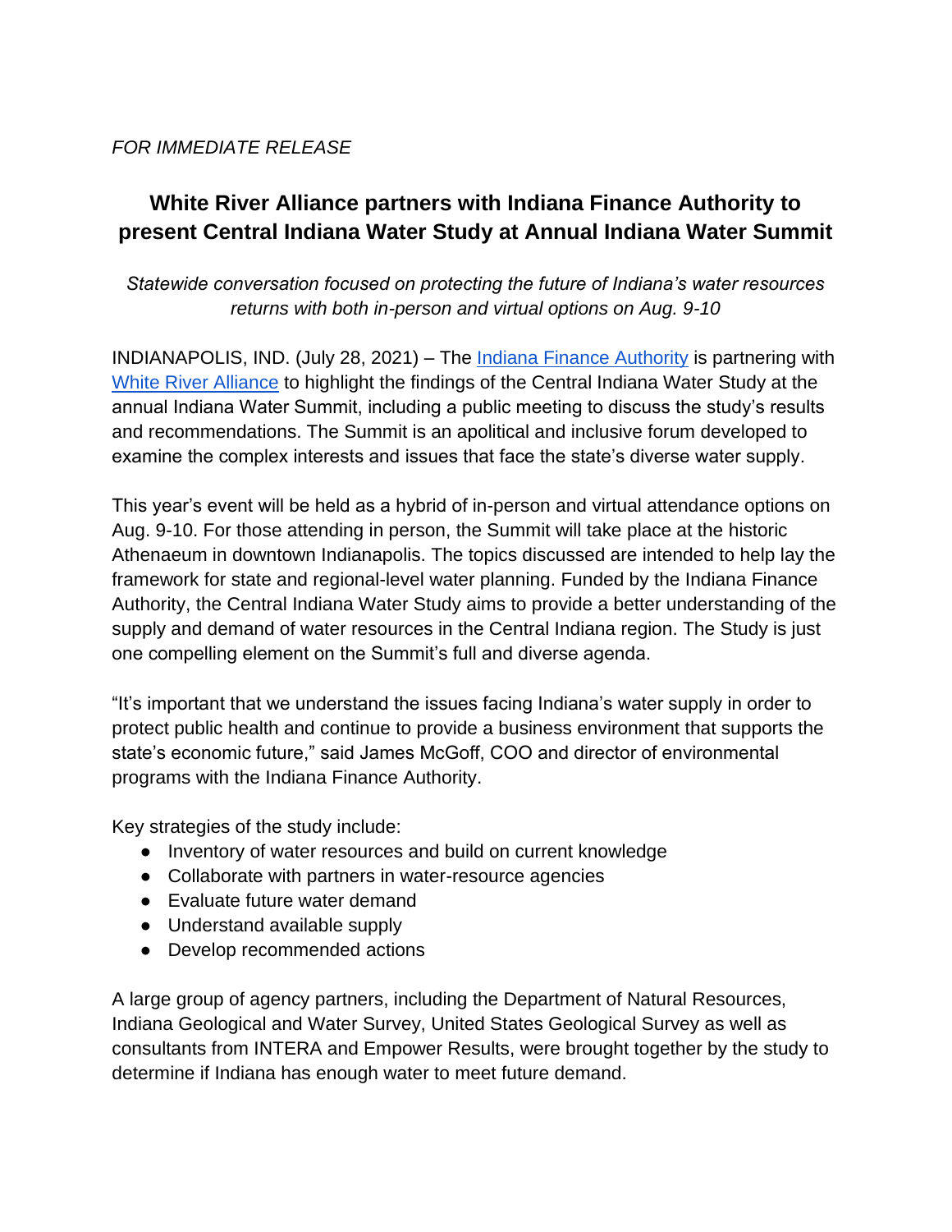*FOR IMMEDIATE RELEASE*

# White River Alliance partners with Indiana Finance Authority to present Central Indiana Water Study at Annual Indiana Water Summit

*Statewide conversation focused on protecting the future of Indiana's water resources returns with both in-person and virtual options on Aug. 9-10*

INDIANAPOLIS, IND. (July 28, 2021) – The [Indiana Finance Authority] is partnering with [White River Alliance] to highlight the findings of the Central Indiana Water Study at the annual Indiana Water Summit, including a public meeting to discuss the study's results and recommendations. The Summit is an apolitical and inclusive forum developed to examine the complex interests and issues that face the state's diverse water supply.

This year's event will be held as a hybrid of in-person and virtual attendance options on Aug. 9-10. For those attending in person, the Summit will take place at the historic Athenaeum in downtown Indianapolis. The topics discussed are intended to help lay the framework for state and regional-level water planning. Funded by the Indiana Finance Authority, the Central Indiana Water Study aims to provide a better understanding of the supply and demand of water resources in the Central Indiana region. The Study is just one compelling element on the Summit's full and diverse agenda.

"It's important that we understand the issues facing Indiana's water supply in order to protect public health and continue to provide a business environment that supports the state's economic future," said James McGoff, COO and director of environmental programs with the Indiana Finance Authority.

Key strategies of the study include:

- Inventory of water resources and build on current knowledge
- Collaborate with partners in water-resource agencies
- Evaluate future water demand
- Understand available supply
- Develop recommended actions

A large group of agency partners, including the Department of Natural Resources, Indiana Geological and Water Survey, United States Geological Survey as well as consultants from INTERA and Empower Results, were brought together by the study to determine if Indiana has enough water to meet future demand.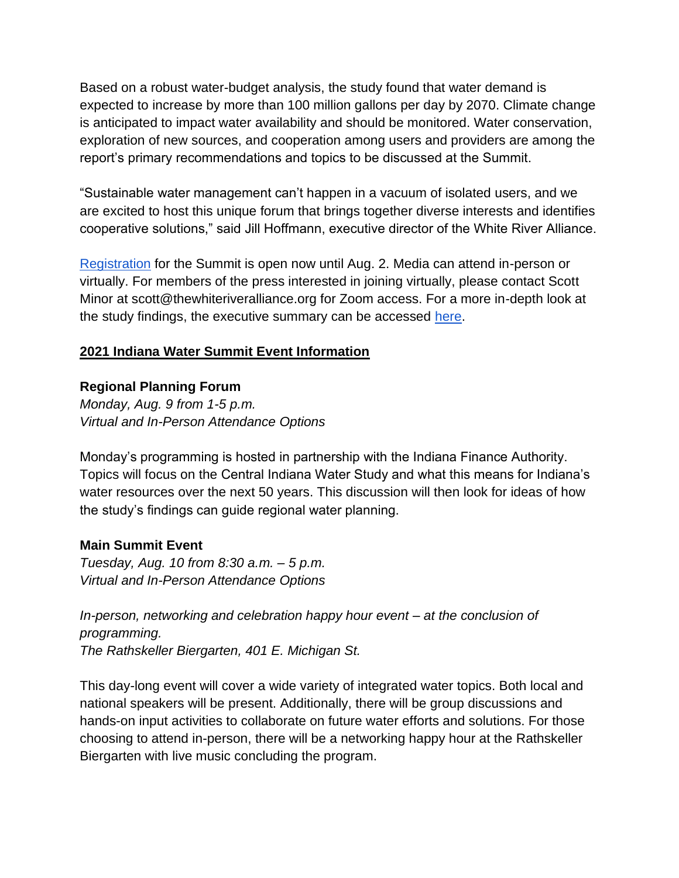Based on a robust water-budget analysis, the study found that water demand is expected to increase by more than 100 million gallons per day by 2070. Climate change is anticipated to impact water availability and should be monitored. Water conservation, exploration of new sources, and cooperation among users and providers are among the report's primary recommendations and topics to be discussed at the Summit.

"Sustainable water management can't happen in a vacuum of isolated users, and we are excited to host this unique forum that brings together diverse interests and identifies cooperative solutions," said Jill Hoffmann, executive director of the White River Alliance.

Registration for the Summit is open now until Aug. 2. Media can attend in-person or virtually. For members of the press interested in joining virtually, please contact Scott Minor at scott@thewhiteriveralliance.org for Zoom access. For a more in-depth look at the study findings, the executive summary can be accessed here.

## 2021 Indiana Water Summit Event Information

**Regional Planning Forum**
*Monday, Aug. 9 from 1-5 p.m.*
*Virtual and In-Person Attendance Options*

Monday's programming is hosted in partnership with the Indiana Finance Authority. Topics will focus on the Central Indiana Water Study and what this means for Indiana's water resources over the next 50 years. This discussion will then look for ideas of how the study's findings can guide regional water planning.

**Main Summit Event**
*Tuesday, Aug. 10 from 8:30 a.m. – 5 p.m.*
*Virtual and In-Person Attendance Options*

*In-person, networking and celebration happy hour event – at the conclusion of programming.*
*The Rathskeller Biergarten, 401 E. Michigan St.*

This day-long event will cover a wide variety of integrated water topics. Both local and national speakers will be present. Additionally, there will be group discussions and hands-on input activities to collaborate on future water efforts and solutions. For those choosing to attend in-person, there will be a networking happy hour at the Rathskeller Biergarten with live music concluding the program.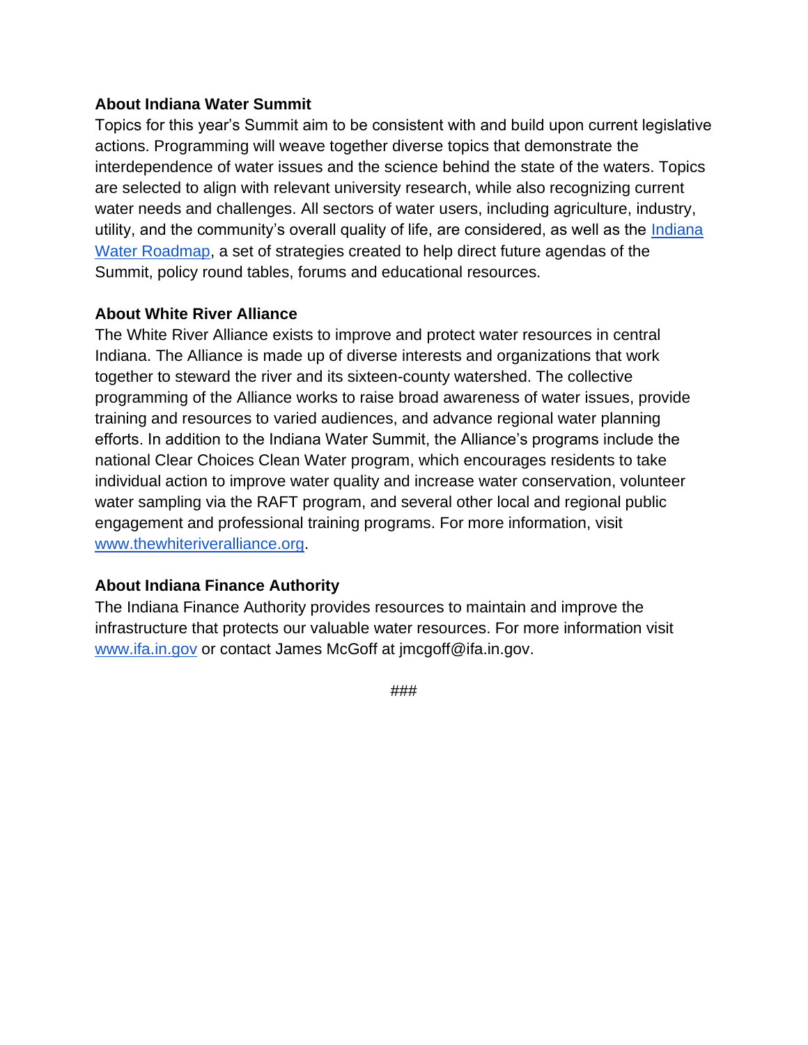**About Indiana Water Summit**

Topics for this year's Summit aim to be consistent with and build upon current legislative actions. Programming will weave together diverse topics that demonstrate the interdependence of water issues and the science behind the state of the waters. Topics are selected to align with relevant university research, while also recognizing current water needs and challenges. All sectors of water users, including agriculture, industry, utility, and the community's overall quality of life, are considered, as well as the [Indiana Water Roadmap](), a set of strategies created to help direct future agendas of the Summit, policy round tables, forums and educational resources.

**About White River Alliance**

The White River Alliance exists to improve and protect water resources in central Indiana. The Alliance is made up of diverse interests and organizations that work together to steward the river and its sixteen-county watershed. The collective programming of the Alliance works to raise broad awareness of water issues, provide training and resources to varied audiences, and advance regional water planning efforts. In addition to the Indiana Water Summit, the Alliance's programs include the national Clear Choices Clean Water program, which encourages residents to take individual action to improve water quality and increase water conservation, volunteer water sampling via the RAFT program, and several other local and regional public engagement and professional training programs. For more information, visit www.thewhiteriveralliance.org.

**About Indiana Finance Authority**

The Indiana Finance Authority provides resources to maintain and improve the infrastructure that protects our valuable water resources. For more information visit www.ifa.in.gov or contact James McGoff at jmcgoff@ifa.in.gov.

###